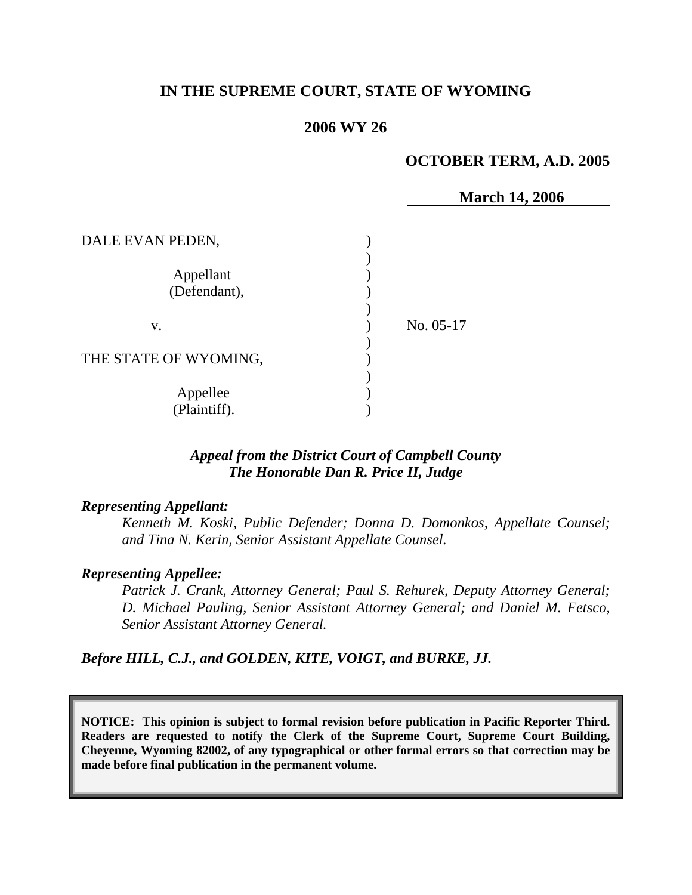**IN THE SUPREME COURT, STATE OF WYOMING**

**2006 WY 26**

**OCTOBER TERM, A.D. 2005**

**March 14, 2006**

| | | |
|---|---|---|
| DALE EVAN PEDEN,<br><br>Appellant<br>(Defendant), | ) | |
| v. | ) | No. 05-17 |
| THE STATE OF WYOMING,<br><br>Appellee<br>(Plaintiff). | ) | |

*Appeal from the District Court of Campbell County*
*The Honorable Dan R. Price II, Judge*

***Representing Appellant:***

*Kenneth M. Koski, Public Defender; Donna D. Domonkos, Appellate Counsel; and Tina N. Kerin, Senior Assistant Appellate Counsel.*

***Representing Appellee:***

*Patrick J. Crank, Attorney General; Paul S. Rehurek, Deputy Attorney General; D. Michael Pauling, Senior Assistant Attorney General; and Daniel M. Fetsco, Senior Assistant Attorney General.*

***Before HILL, C.J., and GOLDEN, KITE, VOIGT, and BURKE, JJ.***

**NOTICE: This opinion is subject to formal revision before publication in Pacific Reporter Third. Readers are requested to notify the Clerk of the Supreme Court, Supreme Court Building, Cheyenne, Wyoming 82002, of any typographical or other formal errors so that correction may be made before final publication in the permanent volume.**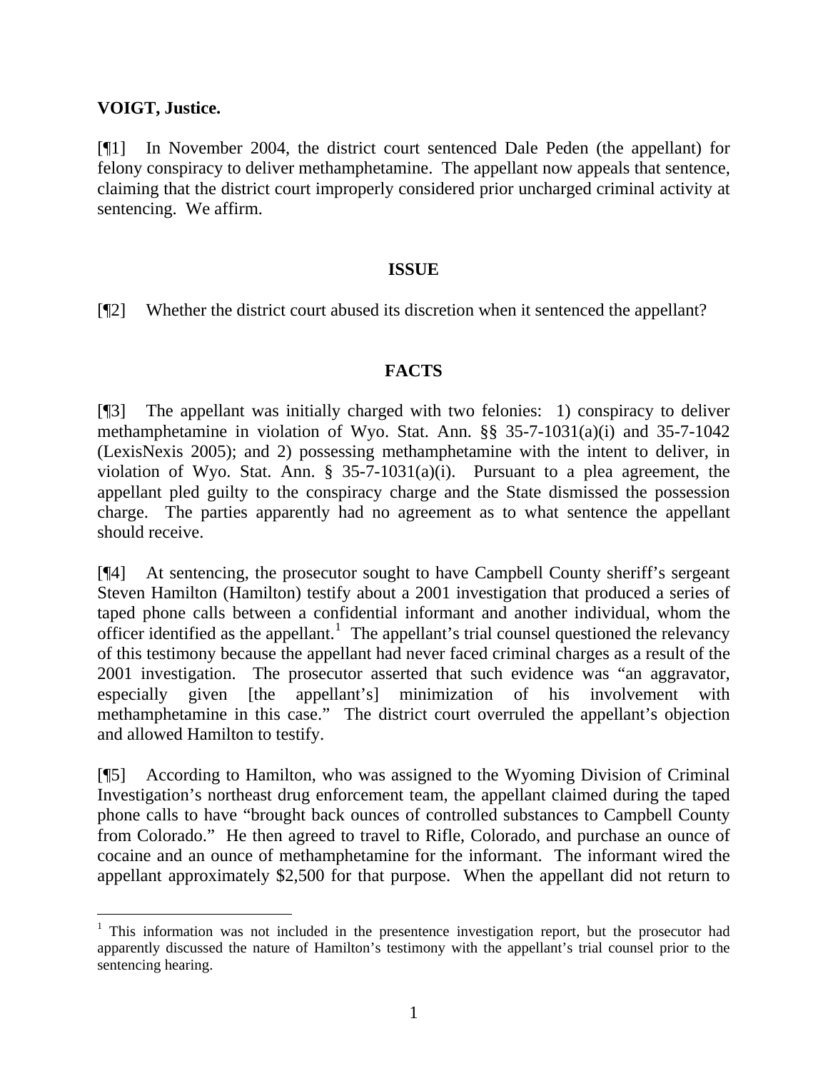**VOIGT, Justice.**

[¶1] In November 2004, the district court sentenced Dale Peden (the appellant) for felony conspiracy to deliver methamphetamine. The appellant now appeals that sentence, claiming that the district court improperly considered prior uncharged criminal activity at sentencing. We affirm.

## ISSUE

[¶2] Whether the district court abused its discretion when it sentenced the appellant?

## FACTS

[¶3] The appellant was initially charged with two felonies: 1) conspiracy to deliver methamphetamine in violation of Wyo. Stat. Ann. §§ 35-7-1031(a)(i) and 35-7-1042 (LexisNexis 2005); and 2) possessing methamphetamine with the intent to deliver, in violation of Wyo. Stat. Ann. § 35-7-1031(a)(i). Pursuant to a plea agreement, the appellant pled guilty to the conspiracy charge and the State dismissed the possession charge. The parties apparently had no agreement as to what sentence the appellant should receive.

[¶4] At sentencing, the prosecutor sought to have Campbell County sheriff's sergeant Steven Hamilton (Hamilton) testify about a 2001 investigation that produced a series of taped phone calls between a confidential informant and another individual, whom the officer identified as the appellant.[1] The appellant's trial counsel questioned the relevancy of this testimony because the appellant had never faced criminal charges as a result of the 2001 investigation. The prosecutor asserted that such evidence was "an aggravator, especially given [the appellant's] minimization of his involvement with methamphetamine in this case." The district court overruled the appellant's objection and allowed Hamilton to testify.

[¶5] According to Hamilton, who was assigned to the Wyoming Division of Criminal Investigation's northeast drug enforcement team, the appellant claimed during the taped phone calls to have "brought back ounces of controlled substances to Campbell County from Colorado." He then agreed to travel to Rifle, Colorado, and purchase an ounce of cocaine and an ounce of methamphetamine for the informant. The informant wired the appellant approximately $2,500 for that purpose. When the appellant did not return to

---

[1] This information was not included in the presentence investigation report, but the prosecutor had apparently discussed the nature of Hamilton's testimony with the appellant's trial counsel prior to the sentencing hearing.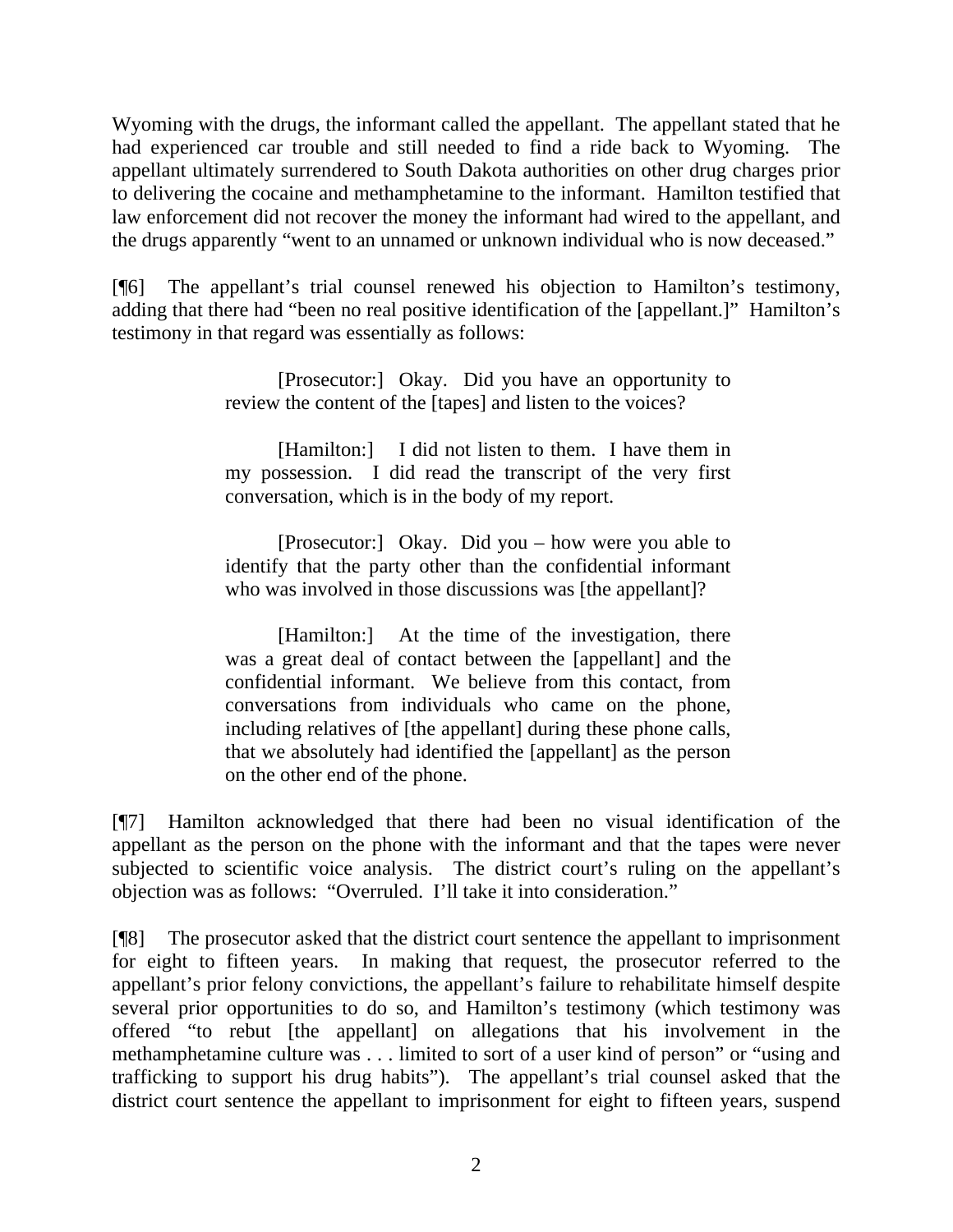Wyoming with the drugs, the informant called the appellant. The appellant stated that he had experienced car trouble and still needed to find a ride back to Wyoming. The appellant ultimately surrendered to South Dakota authorities on other drug charges prior to delivering the cocaine and methamphetamine to the informant. Hamilton testified that law enforcement did not recover the money the informant had wired to the appellant, and the drugs apparently "went to an unnamed or unknown individual who is now deceased."

[¶6] The appellant's trial counsel renewed his objection to Hamilton's testimony, adding that there had "been no real positive identification of the [appellant.]" Hamilton's testimony in that regard was essentially as follows:

> [Prosecutor:] Okay. Did you have an opportunity to review the content of the [tapes] and listen to the voices?
>
> [Hamilton:] I did not listen to them. I have them in my possession. I did read the transcript of the very first conversation, which is in the body of my report.
>
> [Prosecutor:] Okay. Did you – how were you able to identify that the party other than the confidential informant who was involved in those discussions was [the appellant]?
>
> [Hamilton:] At the time of the investigation, there was a great deal of contact between the [appellant] and the confidential informant. We believe from this contact, from conversations from individuals who came on the phone, including relatives of [the appellant] during these phone calls, that we absolutely had identified the [appellant] as the person on the other end of the phone.

[¶7] Hamilton acknowledged that there had been no visual identification of the appellant as the person on the phone with the informant and that the tapes were never subjected to scientific voice analysis. The district court's ruling on the appellant's objection was as follows: "Overruled. I'll take it into consideration."

[¶8] The prosecutor asked that the district court sentence the appellant to imprisonment for eight to fifteen years. In making that request, the prosecutor referred to the appellant's prior felony convictions, the appellant's failure to rehabilitate himself despite several prior opportunities to do so, and Hamilton's testimony (which testimony was offered "to rebut [the appellant] on allegations that his involvement in the methamphetamine culture was . . . limited to sort of a user kind of person" or "using and trafficking to support his drug habits"). The appellant's trial counsel asked that the district court sentence the appellant to imprisonment for eight to fifteen years, suspend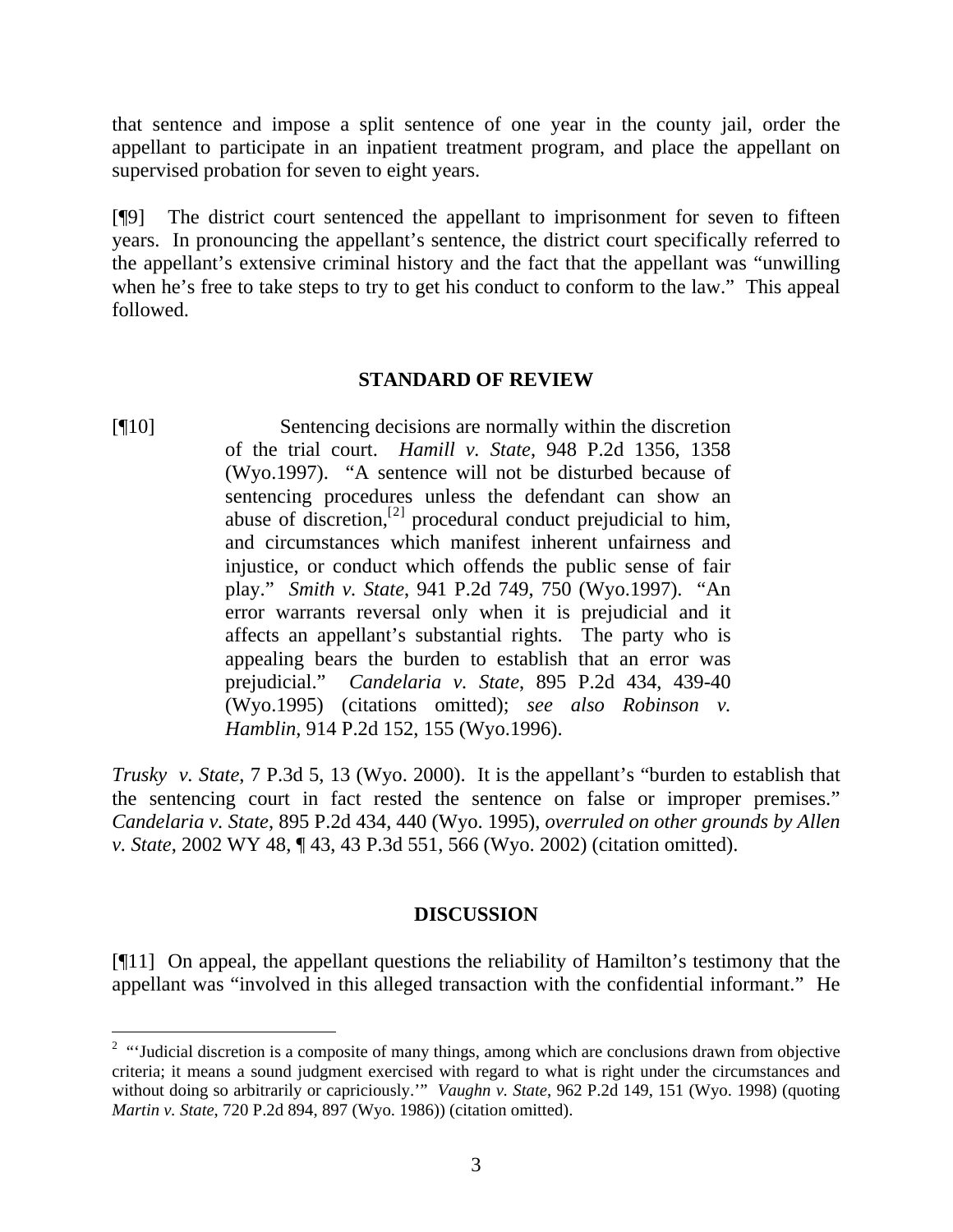that sentence and impose a split sentence of one year in the county jail, order the appellant to participate in an inpatient treatment program, and place the appellant on supervised probation for seven to eight years.

[¶9] The district court sentenced the appellant to imprisonment for seven to fifteen years. In pronouncing the appellant's sentence, the district court specifically referred to the appellant's extensive criminal history and the fact that the appellant was "unwilling when he's free to take steps to try to get his conduct to conform to the law." This appeal followed.

## STANDARD OF REVIEW

[¶10]

> Sentencing decisions are normally within the discretion of the trial court. *Hamill v. State*, 948 P.2d 1356, 1358 (Wyo.1997). "A sentence will not be disturbed because of sentencing procedures unless the defendant can show an abuse of discretion,[2] procedural conduct prejudicial to him, and circumstances which manifest inherent unfairness and injustice, or conduct which offends the public sense of fair play." *Smith v. State*, 941 P.2d 749, 750 (Wyo.1997). "An error warrants reversal only when it is prejudicial and it affects an appellant's substantial rights. The party who is appealing bears the burden to establish that an error was prejudicial." *Candelaria v. State*, 895 P.2d 434, 439-40 (Wyo.1995) (citations omitted); *see also Robinson v. Hamblin*, 914 P.2d 152, 155 (Wyo.1996).

*Trusky v. State*, 7 P.3d 5, 13 (Wyo. 2000). It is the appellant's "burden to establish that the sentencing court in fact rested the sentence on false or improper premises." *Candelaria v. State*, 895 P.2d 434, 440 (Wyo. 1995), *overruled on other grounds by Allen v. State*, 2002 WY 48, ¶ 43, 43 P.3d 551, 566 (Wyo. 2002) (citation omitted).

## DISCUSSION

[¶11] On appeal, the appellant questions the reliability of Hamilton's testimony that the appellant was "involved in this alleged transaction with the confidential informant." He

---

[2] "'Judicial discretion is a composite of many things, among which are conclusions drawn from objective criteria; it means a sound judgment exercised with regard to what is right under the circumstances and without doing so arbitrarily or capriciously.'" *Vaughn v. State*, 962 P.2d 149, 151 (Wyo. 1998) (quoting *Martin v. State*, 720 P.2d 894, 897 (Wyo. 1986)) (citation omitted).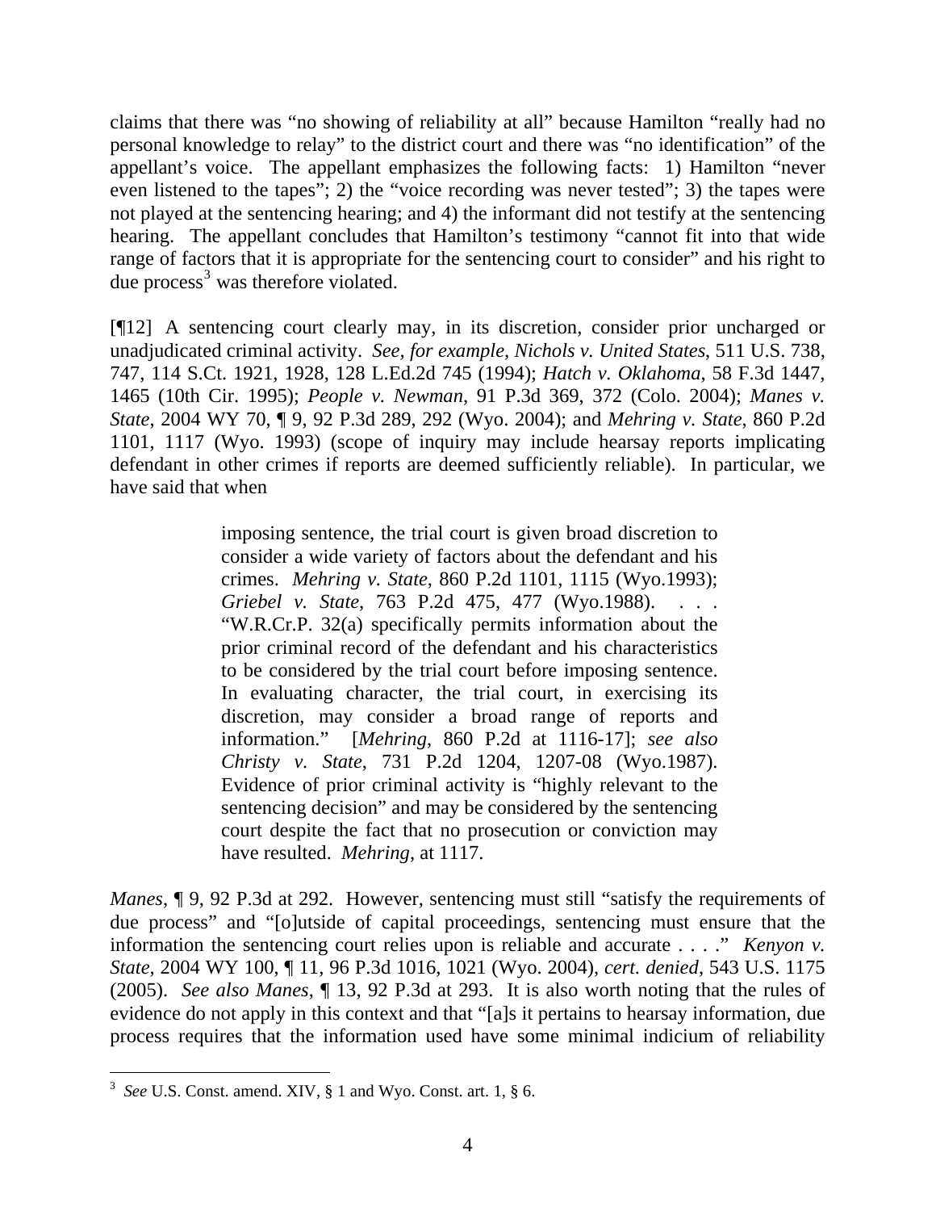claims that there was "no showing of reliability at all" because Hamilton "really had no personal knowledge to relay" to the district court and there was "no identification" of the appellant's voice. The appellant emphasizes the following facts: 1) Hamilton "never even listened to the tapes"; 2) the "voice recording was never tested"; 3) the tapes were not played at the sentencing hearing; and 4) the informant did not testify at the sentencing hearing. The appellant concludes that Hamilton's testimony "cannot fit into that wide range of factors that it is appropriate for the sentencing court to consider" and his right to due process[3] was therefore violated.

[¶12] A sentencing court clearly may, in its discretion, consider prior uncharged or unadjudicated criminal activity. *See, for example, Nichols v. United States*, 511 U.S. 738, 747, 114 S.Ct. 1921, 1928, 128 L.Ed.2d 745 (1994); *Hatch v. Oklahoma*, 58 F.3d 1447, 1465 (10th Cir. 1995); *People v. Newman*, 91 P.3d 369, 372 (Colo. 2004); *Manes v. State*, 2004 WY 70, ¶ 9, 92 P.3d 289, 292 (Wyo. 2004); and *Mehring v. State*, 860 P.2d 1101, 1117 (Wyo. 1993) (scope of inquiry may include hearsay reports implicating defendant in other crimes if reports are deemed sufficiently reliable). In particular, we have said that when

> imposing sentence, the trial court is given broad discretion to consider a wide variety of factors about the defendant and his crimes. *Mehring v. State*, 860 P.2d 1101, 1115 (Wyo.1993); *Griebel v. State*, 763 P.2d 475, 477 (Wyo.1988). . . . "W.R.Cr.P. 32(a) specifically permits information about the prior criminal record of the defendant and his characteristics to be considered by the trial court before imposing sentence. In evaluating character, the trial court, in exercising its discretion, may consider a broad range of reports and information." [*Mehring*, 860 P.2d at 1116-17]; *see also Christy v. State*, 731 P.2d 1204, 1207-08 (Wyo.1987). Evidence of prior criminal activity is "highly relevant to the sentencing decision" and may be considered by the sentencing court despite the fact that no prosecution or conviction may have resulted. *Mehring*, at 1117.

*Manes*, ¶ 9, 92 P.3d at 292. However, sentencing must still "satisfy the requirements of due process" and "[o]utside of capital proceedings, sentencing must ensure that the information the sentencing court relies upon is reliable and accurate . . . ." *Kenyon v. State*, 2004 WY 100, ¶ 11, 96 P.3d 1016, 1021 (Wyo. 2004), *cert. denied*, 543 U.S. 1175 (2005). *See also Manes*, ¶ 13, 92 P.3d at 293. It is also worth noting that the rules of evidence do not apply in this context and that "[a]s it pertains to hearsay information, due process requires that the information used have some minimal indicium of reliability

---

[3] *See* U.S. Const. amend. XIV, § 1 and Wyo. Const. art. 1, § 6.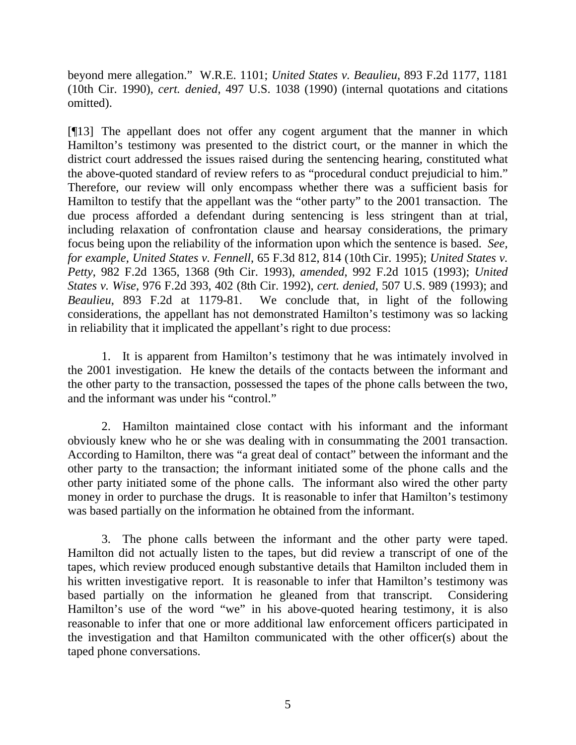beyond mere allegation." W.R.E. 1101; *United States v. Beaulieu*, 893 F.2d 1177, 1181 (10th Cir. 1990), *cert. denied*, 497 U.S. 1038 (1990) (internal quotations and citations omitted).

[¶13] The appellant does not offer any cogent argument that the manner in which Hamilton's testimony was presented to the district court, or the manner in which the district court addressed the issues raised during the sentencing hearing, constituted what the above-quoted standard of review refers to as "procedural conduct prejudicial to him." Therefore, our review will only encompass whether there was a sufficient basis for Hamilton to testify that the appellant was the "other party" to the 2001 transaction. The due process afforded a defendant during sentencing is less stringent than at trial, including relaxation of confrontation clause and hearsay considerations, the primary focus being upon the reliability of the information upon which the sentence is based. *See, for example, United States v. Fennell*, 65 F.3d 812, 814 (10th Cir. 1995); *United States v. Petty*, 982 F.2d 1365, 1368 (9th Cir. 1993), *amended*, 992 F.2d 1015 (1993); *United States v. Wise*, 976 F.2d 393, 402 (8th Cir. 1992), *cert. denied*, 507 U.S. 989 (1993); and *Beaulieu*, 893 F.2d at 1179-81. We conclude that, in light of the following considerations, the appellant has not demonstrated Hamilton's testimony was so lacking in reliability that it implicated the appellant's right to due process:

1. It is apparent from Hamilton's testimony that he was intimately involved in the 2001 investigation. He knew the details of the contacts between the informant and the other party to the transaction, possessed the tapes of the phone calls between the two, and the informant was under his "control."

2. Hamilton maintained close contact with his informant and the informant obviously knew who he or she was dealing with in consummating the 2001 transaction. According to Hamilton, there was "a great deal of contact" between the informant and the other party to the transaction; the informant initiated some of the phone calls and the other party initiated some of the phone calls. The informant also wired the other party money in order to purchase the drugs. It is reasonable to infer that Hamilton's testimony was based partially on the information he obtained from the informant.

3. The phone calls between the informant and the other party were taped. Hamilton did not actually listen to the tapes, but did review a transcript of one of the tapes, which review produced enough substantive details that Hamilton included them in his written investigative report. It is reasonable to infer that Hamilton's testimony was based partially on the information he gleaned from that transcript. Considering Hamilton's use of the word "we" in his above-quoted hearing testimony, it is also reasonable to infer that one or more additional law enforcement officers participated in the investigation and that Hamilton communicated with the other officer(s) about the taped phone conversations.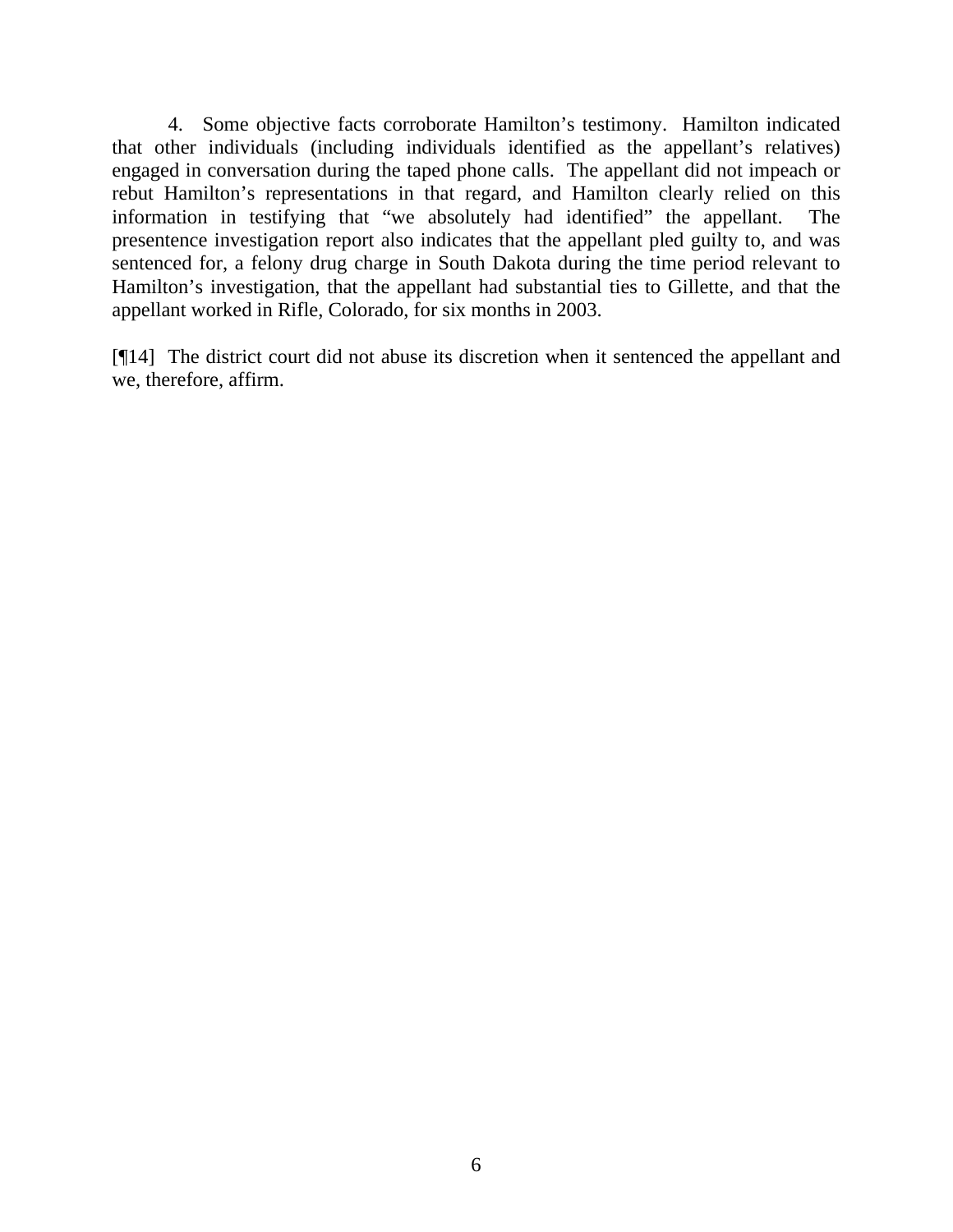4. Some objective facts corroborate Hamilton's testimony. Hamilton indicated that other individuals (including individuals identified as the appellant's relatives) engaged in conversation during the taped phone calls. The appellant did not impeach or rebut Hamilton's representations in that regard, and Hamilton clearly relied on this information in testifying that "we absolutely had identified" the appellant. The presentence investigation report also indicates that the appellant pled guilty to, and was sentenced for, a felony drug charge in South Dakota during the time period relevant to Hamilton's investigation, that the appellant had substantial ties to Gillette, and that the appellant worked in Rifle, Colorado, for six months in 2003.

[¶14] The district court did not abuse its discretion when it sentenced the appellant and we, therefore, affirm.